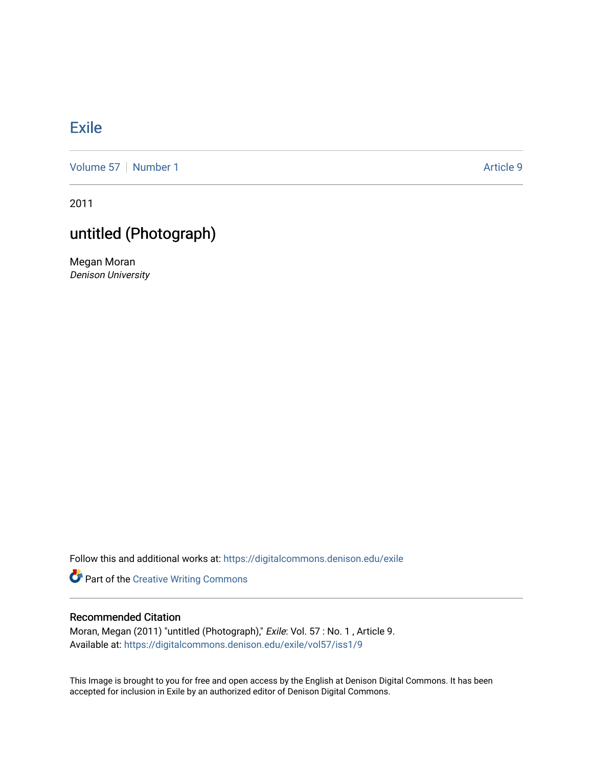# Exile

Volume 57 | Number 1 Article 9

2011

## untitled (Photograph)

Megan Moran
*Denison University*

Follow this and additional works at: https://digitalcommons.denison.edu/exile

Part of the Creative Writing Commons

### Recommended Citation

Moran, Megan (2011) "untitled (Photograph)," *Exile*: Vol. 57 : No. 1 , Article 9.
Available at: https://digitalcommons.denison.edu/exile/vol57/iss1/9

This Image is brought to you for free and open access by the English at Denison Digital Commons. It has been accepted for inclusion in Exile by an authorized editor of Denison Digital Commons.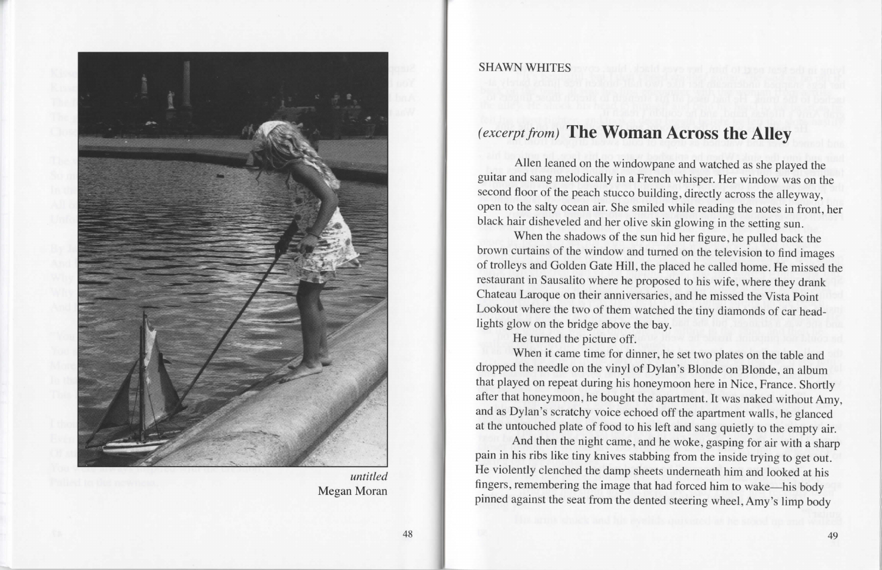*untitled*
Megan Moran

SHAWN WHITES

## *(excerpt from)* The Woman Across the Alley

Allen leaned on the windowpane and watched as she played the guitar and sang melodically in a French whisper. Her window was on the second floor of the peach stucco building, directly across the alleyway, open to the salty ocean air. She smiled while reading the notes in front, her black hair disheveled and her olive skin glowing in the setting sun.

When the shadows of the sun hid her figure, he pulled back the brown curtains of the window and turned on the television to find images of trolleys and Golden Gate Hill, the placed he called home. He missed the restaurant in Sausalito where he proposed to his wife, where they drank Chateau Laroque on their anniversaries, and he missed the Vista Point Lookout where the two of them watched the tiny diamonds of car headlights glow on the bridge above the bay.

He turned the picture off.

When it came time for dinner, he set two plates on the table and dropped the needle on the vinyl of Dylan's Blonde on Blonde, an album that played on repeat during his honeymoon here in Nice, France. Shortly after that honeymoon, he bought the apartment. It was naked without Amy, and as Dylan's scratchy voice echoed off the apartment walls, he glanced at the untouched plate of food to his left and sang quietly to the empty air.

And then the night came, and he woke, gasping for air with a sharp pain in his ribs like tiny knives stabbing from the inside trying to get out. He violently clenched the damp sheets underneath him and looked at his fingers, remembering the image that had forced him to wake—his body pinned against the seat from the dented steering wheel, Amy's limp body